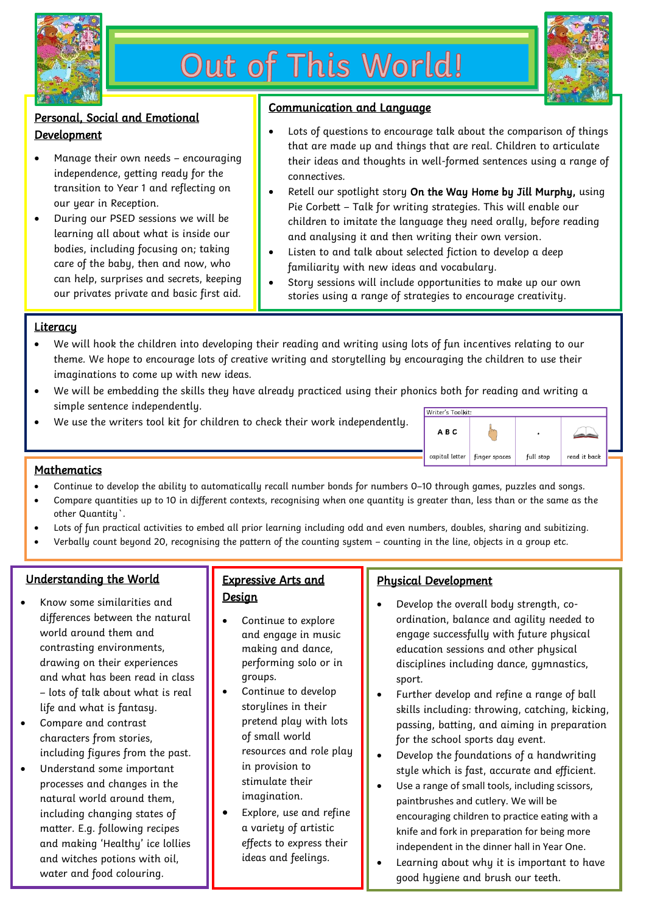# Out of This World!

## Personal, Social and Emotional Development

- Manage their own needs – encouraging independence, getting ready for the transition to Year 1 and reflecting on our year in Reception.
- During our PSED sessions we will be learning all about what is inside our bodies, including focusing on; taking care of the baby, then and now, who can help, surprises and secrets, keeping our privates private and basic first aid.

## Communication and Language

- Lots of questions to encourage talk about the comparison of things that are made up and things that are real. Children to articulate their ideas and thoughts in well-formed sentences using a range of connectives.
- Retell our spotlight story **On the Way Home by Jill Murphy,** using Pie Corbett – Talk for writing strategies. This will enable our children to imitate the language they need orally, before reading and analysing it and then writing their own version.
- Listen to and talk about selected fiction to develop a deep familiarity with new ideas and vocabulary.
- Story sessions will include opportunities to make up our own stories using a range of strategies to encourage creativity.

## Literacy

- We will hook the children into developing their reading and writing using lots of fun incentives relating to our theme. We hope to encourage lots of creative writing and storytelling by encouraging the children to use their imaginations to come up with new ideas.
- We will be embedding the skills they have already practiced using their phonics both for reading and writing a simple sentence independently.
- We use the writers tool kit for children to check their work independently.

Writer's Toolkit:

| A B C | | . | |
|---|---|---|---|
| capital letter | finger spaces | full stop | read it back |

## Mathematics

- Continue to develop the ability to automatically recall number bonds for numbers 0–10 through games, puzzles and songs.
- Compare quantities up to 10 in different contexts, recognising when one quantity is greater than, less than or the same as the other Quantity`.
- Lots of fun practical activities to embed all prior learning including odd and even numbers, doubles, sharing and subitizing.
- Verbally count beyond 20, recognising the pattern of the counting system – counting in the line, objects in a group etc.

## Understanding the World

- Know some similarities and differences between the natural world around them and contrasting environments, drawing on their experiences and what has been read in class – lots of talk about what is real life and what is fantasy.
- Compare and contrast characters from stories, including figures from the past.
- Understand some important processes and changes in the natural world around them, including changing states of matter. E.g. following recipes and making 'Healthy' ice lollies and witches potions with oil, water and food colouring.

## Expressive Arts and Design

- Continue to explore and engage in music making and dance, performing solo or in groups.
- Continue to develop storylines in their pretend play with lots of small world resources and role play in provision to stimulate their imagination.
- Explore, use and refine a variety of artistic effects to express their ideas and feelings.

## Physical Development

- Develop the overall body strength, co-ordination, balance and agility needed to engage successfully with future physical education sessions and other physical disciplines including dance, gymnastics, sport.
- Further develop and refine a range of ball skills including: throwing, catching, kicking, passing, batting, and aiming in preparation for the school sports day event.
- Develop the foundations of a handwriting style which is fast, accurate and efficient.
- Use a range of small tools, including scissors, paintbrushes and cutlery. We will be encouraging children to practice eating with a knife and fork in preparation for being more independent in the dinner hall in Year One.
- Learning about why it is important to have good hygiene and brush our teeth.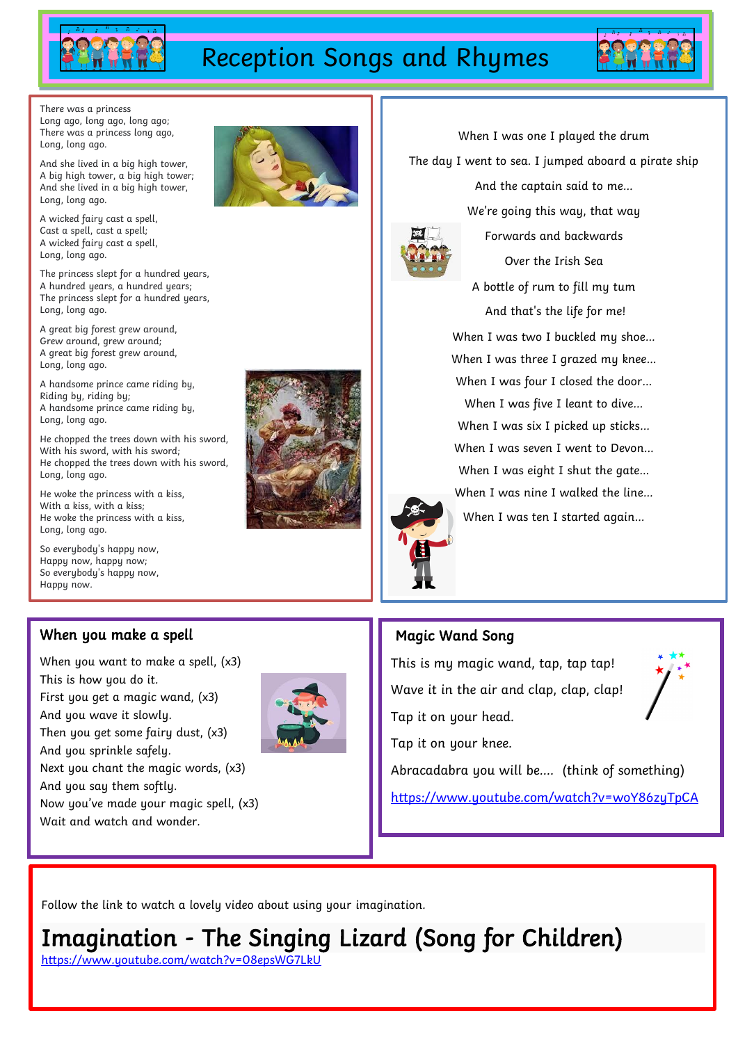# Reception Songs and Rhymes

There was a princess
Long ago, long ago, long ago;
There was a princess long ago,
Long, long ago.

And she lived in a big high tower,
A big high tower, a big high tower;
And she lived in a big high tower,
Long, long ago.

A wicked fairy cast a spell,
Cast a spell, cast a spell;
A wicked fairy cast a spell,
Long, long ago.

The princess slept for a hundred years,
A hundred years, a hundred years;
The princess slept for a hundred years,
Long, long ago.

A great big forest grew around,
Grew around, grew around;
A great big forest grew around,
Long, long ago.

A handsome prince came riding by,
Riding by, riding by;
A handsome prince came riding by,
Long, long ago.

He chopped the trees down with his sword,
With his sword, with his sword;
He chopped the trees down with his sword,
Long, long ago.

He woke the princess with a kiss,
With a kiss, with a kiss;
He woke the princess with a kiss,
Long, long ago.

So everybody's happy now,
Happy now, happy now;
So everybody's happy now,
Happy now.

When I was one I played the drum
The day I went to sea. I jumped aboard a pirate ship
And the captain said to me...
We're going this way, that way
Forwards and backwards
Over the Irish Sea
A bottle of rum to fill my tum
And that's the life for me!

When I was two I buckled my shoe...
When I was three I grazed my knee...
When I was four I closed the door...
When I was five I leant to dive...
When I was six I picked up sticks...
When I was seven I went to Devon...
When I was eight I shut the gate...
When I was nine I walked the line...
When I was ten I started again...

## When you make a spell

When you want to make a spell, (x3)
This is how you do it.
First you get a magic wand, (x3)
And you wave it slowly.
Then you get some fairy dust, (x3)
And you sprinkle safely.
Next you chant the magic words, (x3)
And you say them softly.
Now you've made your magic spell, (x3)
Wait and watch and wonder.

## Magic Wand Song

This is my magic wand, tap, tap tap!
Wave it in the air and clap, clap, clap!
Tap it on your head.
Tap it on your knee.
Abracadabra you will be.... (think of something)

https://www.youtube.com/watch?v=woY86zyTpCA

Follow the link to watch a lovely video about using your imagination.

## Imagination - The Singing Lizard (Song for Children)

https://www.youtube.com/watch?v=O8epsWG7LkU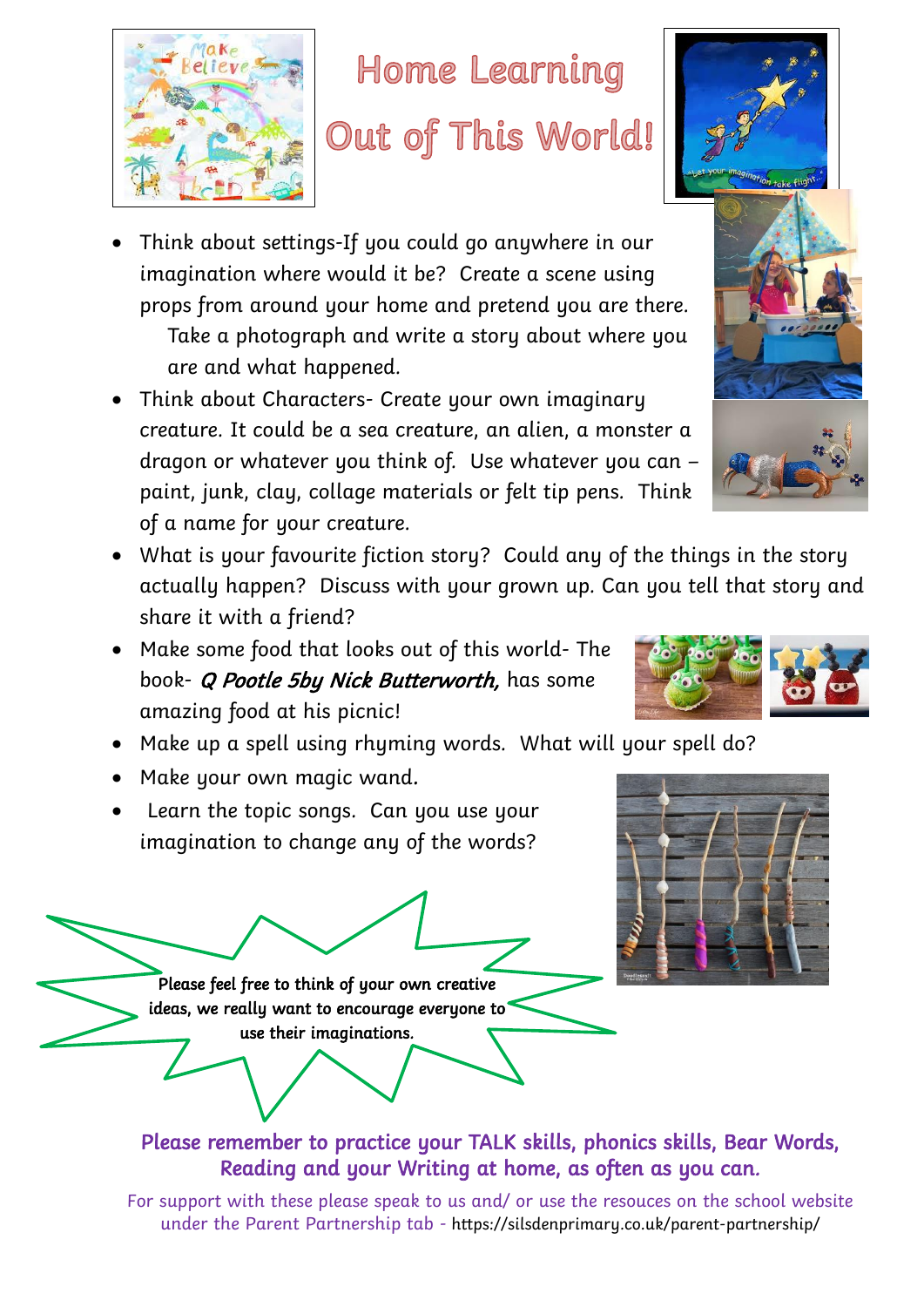# Home Learning

# Out of This World!

- Think about settings-If you could go anywhere in our imagination where would it be? Create a scene using props from around your home and pretend you are there. Take a photograph and write a story about where you are and what happened.
- Think about Characters- Create your own imaginary creature. It could be a sea creature, an alien, a monster a dragon or whatever you think of. Use whatever you can – paint, junk, clay, collage materials or felt tip pens. Think of a name for your creature.
- What is your favourite fiction story? Could any of the things in the story actually happen? Discuss with your grown up. Can you tell that story and share it with a friend?
- Make some food that looks out of this world- The book- ***Q Pootle 5by Nick Butterworth,*** has some amazing food at his picnic!
- Make up a spell using rhyming words. What will your spell do?
- Make your own magic wand.
- Learn the topic songs. Can you use your imagination to change any of the words?

Please feel free to think of your own creative ideas, we really want to encourage everyone to use their imaginations.

**Please remember to practice your TALK skills, phonics skills, Bear Words, Reading and your Writing at home, as often as you can.**

For support with these please speak to us and/ or use the resouces on the school website under the Parent Partnership tab - https://silsdenprimary.co.uk/parent-partnership/